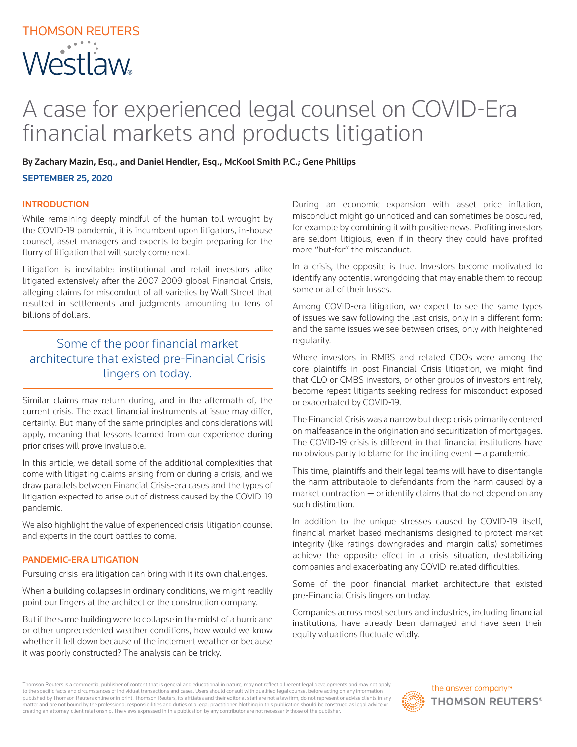# A case for experienced legal counsel on COVID-Era financial markets and products litigation

**By Zachary Mazin, Esq., and Daniel Hendler, Esq., McKool Smith P.C.; Gene Phillips**

**SEPTEMBER 25, 2020**

## INTRODUCTION

While remaining deeply mindful of the human toll wrought by the COVID-19 pandemic, it is incumbent upon litigators, in-house counsel, asset managers and experts to begin preparing for the flurry of litigation that will surely come next.

Litigation is inevitable: institutional and retail investors alike litigated extensively after the 2007-2009 global Financial Crisis, alleging claims for misconduct of all varieties by Wall Street that resulted in settlements and judgments amounting to tens of billions of dollars.

> Some of the poor financial market architecture that existed pre-Financial Crisis lingers on today.

Similar claims may return during, and in the aftermath of, the current crisis. The exact financial instruments at issue may differ, certainly. But many of the same principles and considerations will apply, meaning that lessons learned from our experience during prior crises will prove invaluable.

In this article, we detail some of the additional complexities that come with litigating claims arising from or during a crisis, and we draw parallels between Financial Crisis-era cases and the types of litigation expected to arise out of distress caused by the COVID-19 pandemic.

We also highlight the value of experienced crisis-litigation counsel and experts in the court battles to come.

## PANDEMIC-ERA LITIGATION

Pursuing crisis-era litigation can bring with it its own challenges.

When a building collapses in ordinary conditions, we might readily point our fingers at the architect or the construction company.

But if the same building were to collapse in the midst of a hurricane or other unprecedented weather conditions, how would we know whether it fell down because of the inclement weather or because it was poorly constructed? The analysis can be tricky.

During an economic expansion with asset price inflation, misconduct might go unnoticed and can sometimes be obscured, for example by combining it with positive news. Profiting investors are seldom litigious, even if in theory they could have profited more "but-for" the misconduct.

In a crisis, the opposite is true. Investors become motivated to identify any potential wrongdoing that may enable them to recoup some or all of their losses.

Among COVID-era litigation, we expect to see the same types of issues we saw following the last crisis, only in a different form; and the same issues we see between crises, only with heightened regularity.

Where investors in RMBS and related CDOs were among the core plaintiffs in post-Financial Crisis litigation, we might find that CLO or CMBS investors, or other groups of investors entirely, become repeat litigants seeking redress for misconduct exposed or exacerbated by COVID-19.

The Financial Crisis was a narrow but deep crisis primarily centered on malfeasance in the origination and securitization of mortgages. The COVID-19 crisis is different in that financial institutions have no obvious party to blame for the inciting event — a pandemic.

This time, plaintiffs and their legal teams will have to disentangle the harm attributable to defendants from the harm caused by a market contraction — or identify claims that do not depend on any such distinction.

In addition to the unique stresses caused by COVID-19 itself, financial market-based mechanisms designed to protect market integrity (like ratings downgrades and margin calls) sometimes achieve the opposite effect in a crisis situation, destabilizing companies and exacerbating any COVID-related difficulties.

Some of the poor financial market architecture that existed pre-Financial Crisis lingers on today.

Companies across most sectors and industries, including financial institutions, have already been damaged and have seen their equity valuations fluctuate wildly.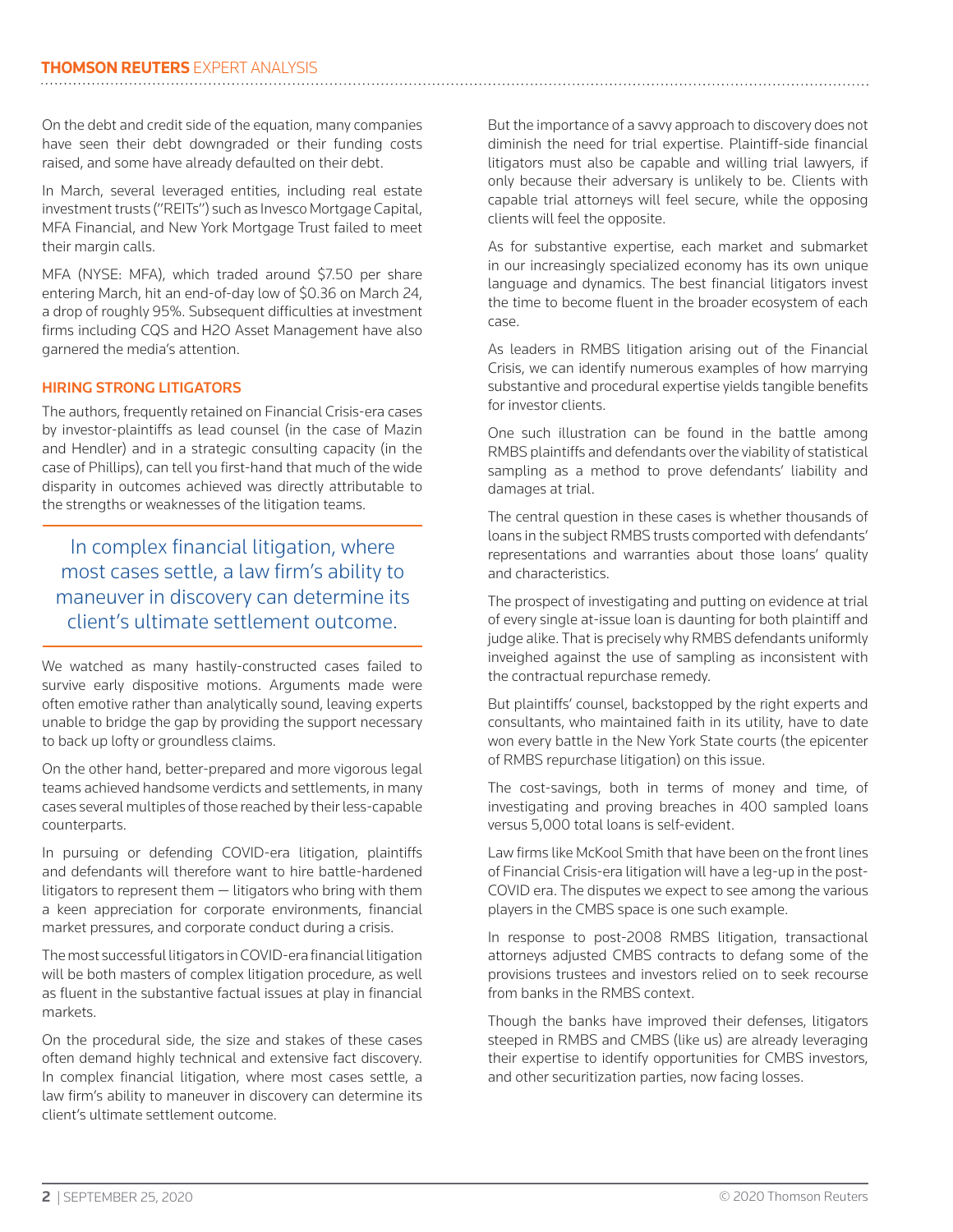On the debt and credit side of the equation, many companies have seen their debt downgraded or their funding costs raised, and some have already defaulted on their debt.

In March, several leveraged entities, including real estate investment trusts ("REITs") such as Invesco Mortgage Capital, MFA Financial, and New York Mortgage Trust failed to meet their margin calls.

MFA (NYSE: MFA), which traded around $7.50 per share entering March, hit an end-of-day low of $0.36 on March 24, a drop of roughly 95%. Subsequent difficulties at investment firms including CQS and H2O Asset Management have also garnered the media's attention.

## HIRING STRONG LITIGATORS

The authors, frequently retained on Financial Crisis-era cases by investor-plaintiffs as lead counsel (in the case of Mazin and Hendler) and in a strategic consulting capacity (in the case of Phillips), can tell you first-hand that much of the wide disparity in outcomes achieved was directly attributable to the strengths or weaknesses of the litigation teams.

> In complex financial litigation, where most cases settle, a law firm's ability to maneuver in discovery can determine its client's ultimate settlement outcome.

We watched as many hastily-constructed cases failed to survive early dispositive motions. Arguments made were often emotive rather than analytically sound, leaving experts unable to bridge the gap by providing the support necessary to back up lofty or groundless claims.

On the other hand, better-prepared and more vigorous legal teams achieved handsome verdicts and settlements, in many cases several multiples of those reached by their less-capable counterparts.

In pursuing or defending COVID-era litigation, plaintiffs and defendants will therefore want to hire battle-hardened litigators to represent them — litigators who bring with them a keen appreciation for corporate environments, financial market pressures, and corporate conduct during a crisis.

The most successful litigators in COVID-era financial litigation will be both masters of complex litigation procedure, as well as fluent in the substantive factual issues at play in financial markets.

On the procedural side, the size and stakes of these cases often demand highly technical and extensive fact discovery. In complex financial litigation, where most cases settle, a law firm's ability to maneuver in discovery can determine its client's ultimate settlement outcome.

But the importance of a savvy approach to discovery does not diminish the need for trial expertise. Plaintiff-side financial litigators must also be capable and willing trial lawyers, if only because their adversary is unlikely to be. Clients with capable trial attorneys will feel secure, while the opposing clients will feel the opposite.

As for substantive expertise, each market and submarket in our increasingly specialized economy has its own unique language and dynamics. The best financial litigators invest the time to become fluent in the broader ecosystem of each case.

As leaders in RMBS litigation arising out of the Financial Crisis, we can identify numerous examples of how marrying substantive and procedural expertise yields tangible benefits for investor clients.

One such illustration can be found in the battle among RMBS plaintiffs and defendants over the viability of statistical sampling as a method to prove defendants' liability and damages at trial.

The central question in these cases is whether thousands of loans in the subject RMBS trusts comported with defendants' representations and warranties about those loans' quality and characteristics.

The prospect of investigating and putting on evidence at trial of every single at-issue loan is daunting for both plaintiff and judge alike. That is precisely why RMBS defendants uniformly inveighed against the use of sampling as inconsistent with the contractual repurchase remedy.

But plaintiffs' counsel, backstopped by the right experts and consultants, who maintained faith in its utility, have to date won every battle in the New York State courts (the epicenter of RMBS repurchase litigation) on this issue.

The cost-savings, both in terms of money and time, of investigating and proving breaches in 400 sampled loans versus 5,000 total loans is self-evident.

Law firms like McKool Smith that have been on the front lines of Financial Crisis-era litigation will have a leg-up in the post-COVID era. The disputes we expect to see among the various players in the CMBS space is one such example.

In response to post-2008 RMBS litigation, transactional attorneys adjusted CMBS contracts to defang some of the provisions trustees and investors relied on to seek recourse from banks in the RMBS context.

Though the banks have improved their defenses, litigators steeped in RMBS and CMBS (like us) are already leveraging their expertise to identify opportunities for CMBS investors, and other securitization parties, now facing losses.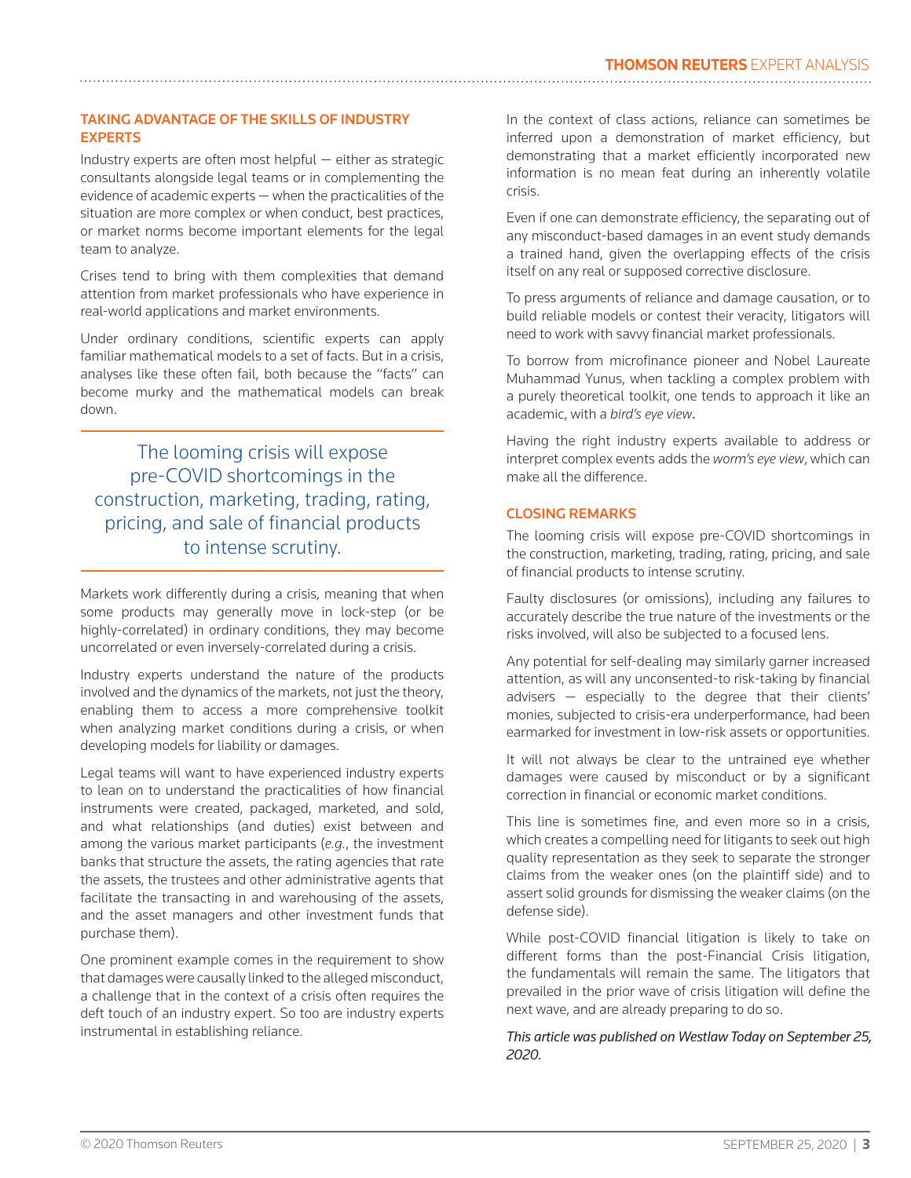## TAKING ADVANTAGE OF THE SKILLS OF INDUSTRY EXPERTS

Industry experts are often most helpful — either as strategic consultants alongside legal teams or in complementing the evidence of academic experts — when the practicalities of the situation are more complex or when conduct, best practices, or market norms become important elements for the legal team to analyze.

Crises tend to bring with them complexities that demand attention from market professionals who have experience in real-world applications and market environments.

Under ordinary conditions, scientific experts can apply familiar mathematical models to a set of facts. But in a crisis, analyses like these often fail, both because the "facts" can become murky and the mathematical models can break down.

> The looming crisis will expose pre-COVID shortcomings in the construction, marketing, trading, rating, pricing, and sale of financial products to intense scrutiny.

Markets work differently during a crisis, meaning that when some products may generally move in lock-step (or be highly-correlated) in ordinary conditions, they may become uncorrelated or even inversely-correlated during a crisis.

Industry experts understand the nature of the products involved and the dynamics of the markets, not just the theory, enabling them to access a more comprehensive toolkit when analyzing market conditions during a crisis, or when developing models for liability or damages.

Legal teams will want to have experienced industry experts to lean on to understand the practicalities of how financial instruments were created, packaged, marketed, and sold, and what relationships (and duties) exist between and among the various market participants (*e.g.*, the investment banks that structure the assets, the rating agencies that rate the assets, the trustees and other administrative agents that facilitate the transacting in and warehousing of the assets, and the asset managers and other investment funds that purchase them).

One prominent example comes in the requirement to show that damages were causally linked to the alleged misconduct, a challenge that in the context of a crisis often requires the deft touch of an industry expert. So too are industry experts instrumental in establishing reliance.

In the context of class actions, reliance can sometimes be inferred upon a demonstration of market efficiency, but demonstrating that a market efficiently incorporated new information is no mean feat during an inherently volatile crisis.

Even if one can demonstrate efficiency, the separating out of any misconduct-based damages in an event study demands a trained hand, given the overlapping effects of the crisis itself on any real or supposed corrective disclosure.

To press arguments of reliance and damage causation, or to build reliable models or contest their veracity, litigators will need to work with savvy financial market professionals.

To borrow from microfinance pioneer and Nobel Laureate Muhammad Yunus, when tackling a complex problem with a purely theoretical toolkit, one tends to approach it like an academic, with a *bird's eye view*.

Having the right industry experts available to address or interpret complex events adds the *worm's eye view*, which can make all the difference.

## CLOSING REMARKS

The looming crisis will expose pre-COVID shortcomings in the construction, marketing, trading, rating, pricing, and sale of financial products to intense scrutiny.

Faulty disclosures (or omissions), including any failures to accurately describe the true nature of the investments or the risks involved, will also be subjected to a focused lens.

Any potential for self-dealing may similarly garner increased attention, as will any unconsented-to risk-taking by financial advisers — especially to the degree that their clients' monies, subjected to crisis-era underperformance, had been earmarked for investment in low-risk assets or opportunities.

It will not always be clear to the untrained eye whether damages were caused by misconduct or by a significant correction in financial or economic market conditions.

This line is sometimes fine, and even more so in a crisis, which creates a compelling need for litigants to seek out high quality representation as they seek to separate the stronger claims from the weaker ones (on the plaintiff side) and to assert solid grounds for dismissing the weaker claims (on the defense side).

While post-COVID financial litigation is likely to take on different forms than the post-Financial Crisis litigation, the fundamentals will remain the same. The litigators that prevailed in the prior wave of crisis litigation will define the next wave, and are already preparing to do so.

*This article was published on Westlaw Today on September 25, 2020.*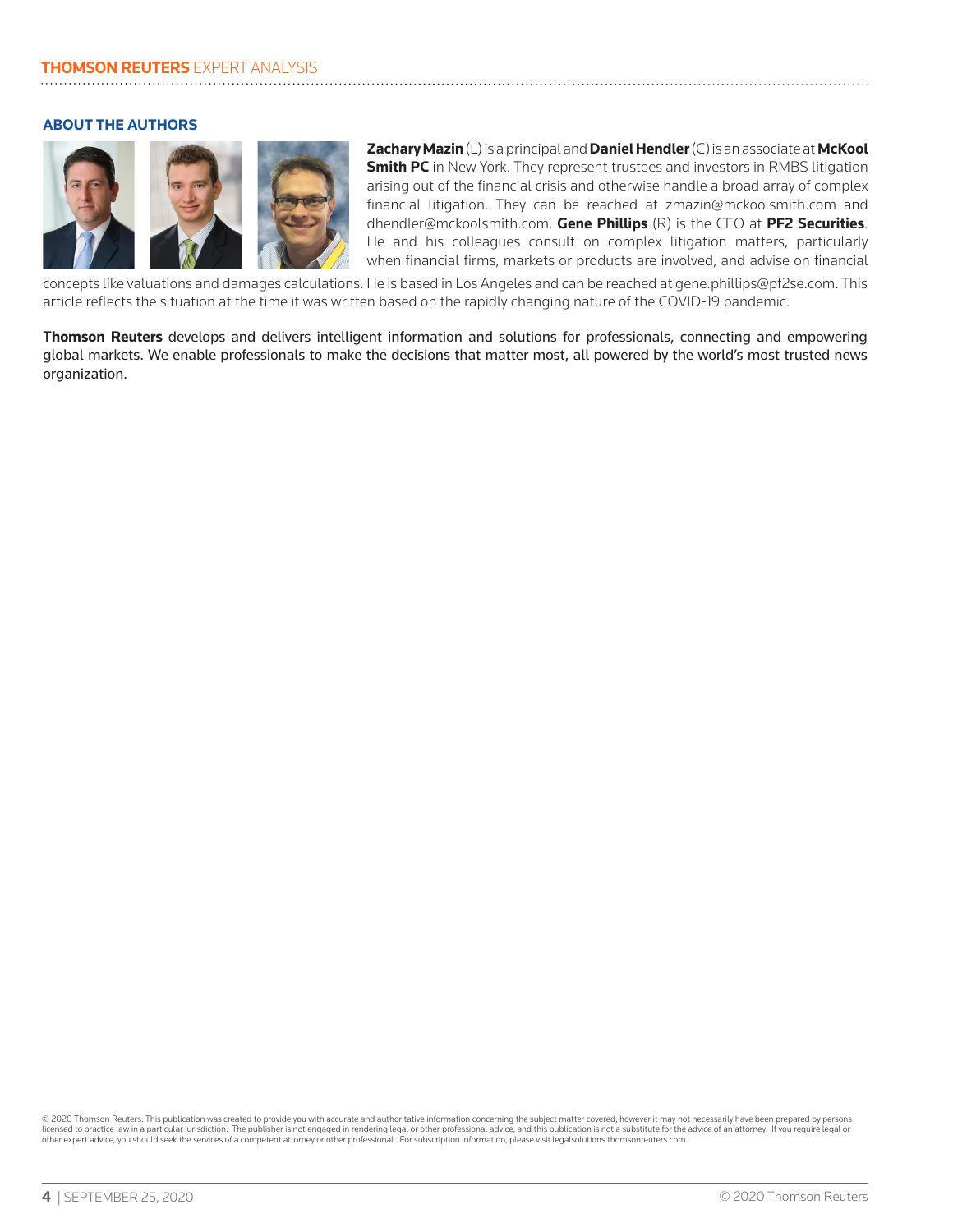### ABOUT THE AUTHORS

**Zachary Mazin** (L) is a principal and **Daniel Hendler** (C) is an associate at **McKool Smith PC** in New York. They represent trustees and investors in RMBS litigation arising out of the financial crisis and otherwise handle a broad array of complex financial litigation. They can be reached at zmazin@mckoolsmith.com and dhendler@mckoolsmith.com. **Gene Phillips** (R) is the CEO at **PF2 Securities**. He and his colleagues consult on complex litigation matters, particularly when financial firms, markets or products are involved, and advise on financial concepts like valuations and damages calculations. He is based in Los Angeles and can be reached at gene.phillips@pf2se.com. This article reflects the situation at the time it was written based on the rapidly changing nature of the COVID-19 pandemic.

**Thomson Reuters** develops and delivers intelligent information and solutions for professionals, connecting and empowering global markets. We enable professionals to make the decisions that matter most, all powered by the world's most trusted news organization.

© 2020 Thomson Reuters. This publication was created to provide you with accurate and authoritative information concerning the subject matter covered, however it may not necessarily have been prepared by persons licensed to practice law in a particular jurisdiction. The publisher is not engaged in rendering legal or other professional advice, and this publication is not a substitute for the advice of an attorney. If you require legal or other expert advice, you should seek the services of a competent attorney or other professional. For subscription information, please visit legalsolutions.thomsonreuters.com.